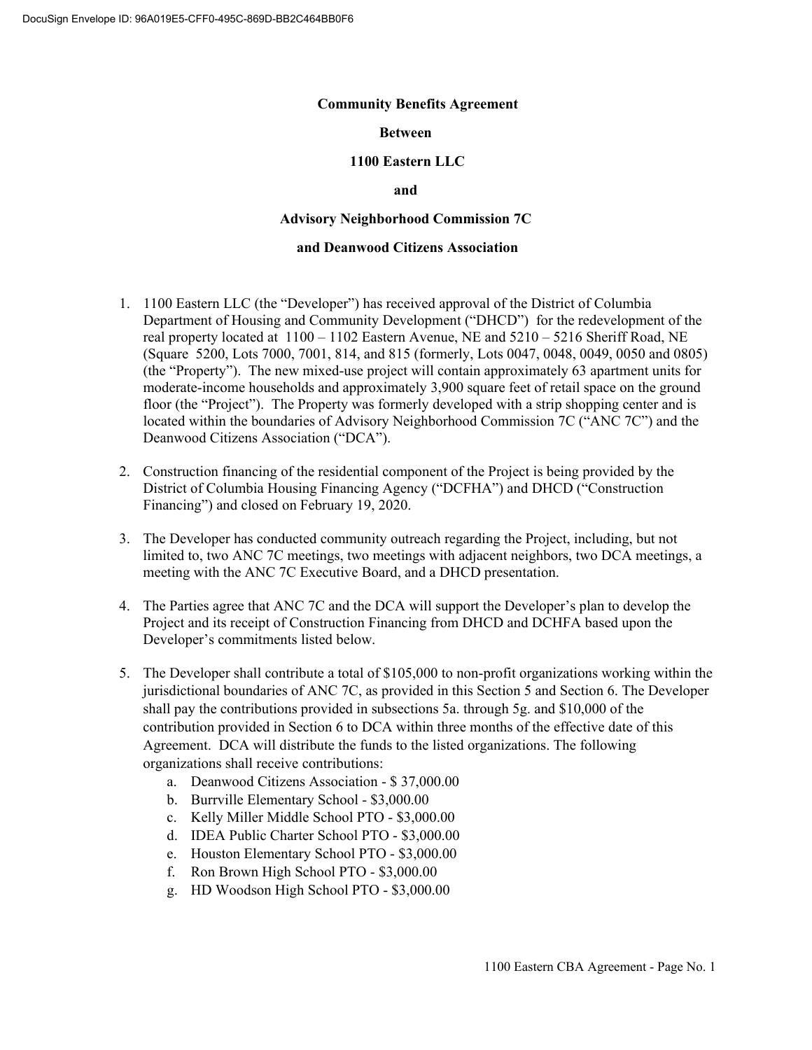DocuSign Envelope ID: 96A019E5-CFF0-495C-869D-BB2C464BB0F6

**Community Benefits Agreement**

**Between**

**1100 Eastern LLC**

**and**

**Advisory Neighborhood Commission 7C**

**and Deanwood Citizens Association**

1. 1100 Eastern LLC (the "Developer") has received approval of the District of Columbia Department of Housing and Community Development ("DHCD") for the redevelopment of the real property located at 1100 – 1102 Eastern Avenue, NE and 5210 – 5216 Sheriff Road, NE (Square 5200, Lots 7000, 7001, 814, and 815 (formerly, Lots 0047, 0048, 0049, 0050 and 0805) (the "Property"). The new mixed-use project will contain approximately 63 apartment units for moderate-income households and approximately 3,900 square feet of retail space on the ground floor (the "Project"). The Property was formerly developed with a strip shopping center and is located within the boundaries of Advisory Neighborhood Commission 7C ("ANC 7C") and the Deanwood Citizens Association ("DCA").

2. Construction financing of the residential component of the Project is being provided by the District of Columbia Housing Financing Agency ("DCFHA") and DHCD ("Construction Financing") and closed on February 19, 2020.

3. The Developer has conducted community outreach regarding the Project, including, but not limited to, two ANC 7C meetings, two meetings with adjacent neighbors, two DCA meetings, a meeting with the ANC 7C Executive Board, and a DHCD presentation.

4. The Parties agree that ANC 7C and the DCA will support the Developer's plan to develop the Project and its receipt of Construction Financing from DHCD and DCHFA based upon the Developer's commitments listed below.

5. The Developer shall contribute a total of $105,000 to non-profit organizations working within the jurisdictional boundaries of ANC 7C, as provided in this Section 5 and Section 6. The Developer shall pay the contributions provided in subsections 5a. through 5g. and $10,000 of the contribution provided in Section 6 to DCA within three months of the effective date of this Agreement. DCA will distribute the funds to the listed organizations. The following organizations shall receive contributions:
   a. Deanwood Citizens Association - $ 37,000.00
   b. Burrville Elementary School - $3,000.00
   c. Kelly Miller Middle School PTO - $3,000.00
   d. IDEA Public Charter School PTO - $3,000.00
   e. Houston Elementary School PTO - $3,000.00
   f. Ron Brown High School PTO - $3,000.00
   g. HD Woodson High School PTO - $3,000.00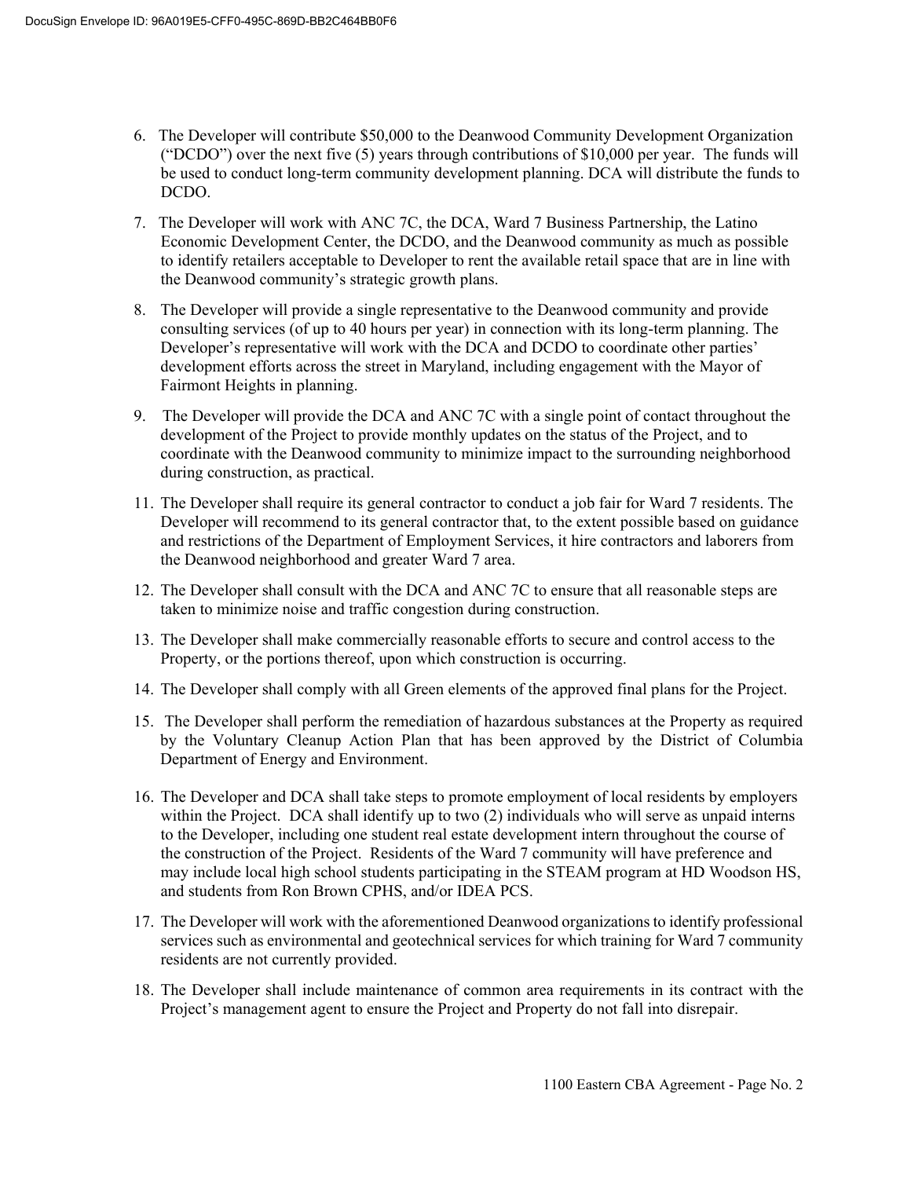6. The Developer will contribute $50,000 to the Deanwood Community Development Organization ("DCDO") over the next five (5) years through contributions of $10,000 per year. The funds will be used to conduct long-term community development planning. DCA will distribute the funds to DCDO.

7. The Developer will work with ANC 7C, the DCA, Ward 7 Business Partnership, the Latino Economic Development Center, the DCDO, and the Deanwood community as much as possible to identify retailers acceptable to Developer to rent the available retail space that are in line with the Deanwood community's strategic growth plans.

8. The Developer will provide a single representative to the Deanwood community and provide consulting services (of up to 40 hours per year) in connection with its long-term planning. The Developer's representative will work with the DCA and DCDO to coordinate other parties' development efforts across the street in Maryland, including engagement with the Mayor of Fairmont Heights in planning.

9. The Developer will provide the DCA and ANC 7C with a single point of contact throughout the development of the Project to provide monthly updates on the status of the Project, and to coordinate with the Deanwood community to minimize impact to the surrounding neighborhood during construction, as practical.

11. The Developer shall require its general contractor to conduct a job fair for Ward 7 residents. The Developer will recommend to its general contractor that, to the extent possible based on guidance and restrictions of the Department of Employment Services, it hire contractors and laborers from the Deanwood neighborhood and greater Ward 7 area.

12. The Developer shall consult with the DCA and ANC 7C to ensure that all reasonable steps are taken to minimize noise and traffic congestion during construction.

13. The Developer shall make commercially reasonable efforts to secure and control access to the Property, or the portions thereof, upon which construction is occurring.

14. The Developer shall comply with all Green elements of the approved final plans for the Project.

15. The Developer shall perform the remediation of hazardous substances at the Property as required by the Voluntary Cleanup Action Plan that has been approved by the District of Columbia Department of Energy and Environment.

16. The Developer and DCA shall take steps to promote employment of local residents by employers within the Project. DCA shall identify up to two (2) individuals who will serve as unpaid interns to the Developer, including one student real estate development intern throughout the course of the construction of the Project. Residents of the Ward 7 community will have preference and may include local high school students participating in the STEAM program at HD Woodson HS, and students from Ron Brown CPHS, and/or IDEA PCS.

17. The Developer will work with the aforementioned Deanwood organizations to identify professional services such as environmental and geotechnical services for which training for Ward 7 community residents are not currently provided.

18. The Developer shall include maintenance of common area requirements in its contract with the Project's management agent to ensure the Project and Property do not fall into disrepair.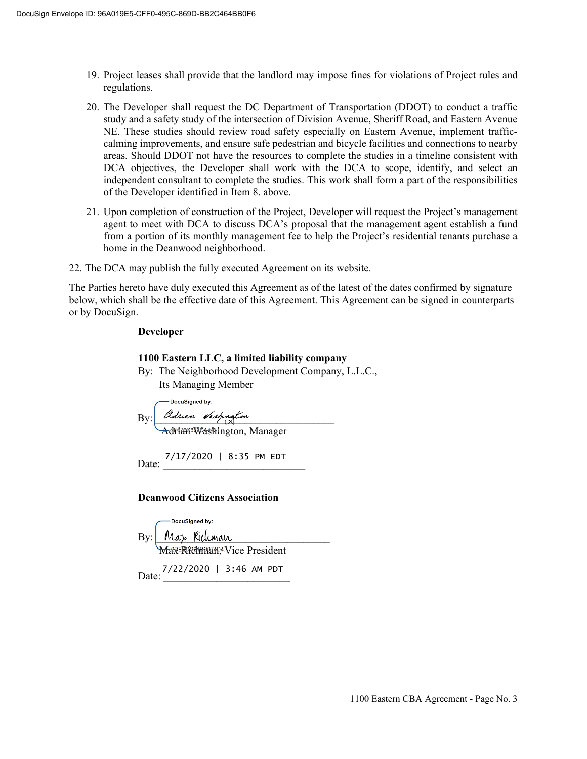19. Project leases shall provide that the landlord may impose fines for violations of Project rules and regulations.

20. The Developer shall request the DC Department of Transportation (DDOT) to conduct a traffic study and a safety study of the intersection of Division Avenue, Sheriff Road, and Eastern Avenue NE. These studies should review road safety especially on Eastern Avenue, implement traffic-calming improvements, and ensure safe pedestrian and bicycle facilities and connections to nearby areas. Should DDOT not have the resources to complete the studies in a timeline consistent with DCA objectives, the Developer shall work with the DCA to scope, identify, and select an independent consultant to complete the studies. This work shall form a part of the responsibilities of the Developer identified in Item 8. above.

21. Upon completion of construction of the Project, Developer will request the Project's management agent to meet with DCA to discuss DCA's proposal that the management agent establish a fund from a portion of its monthly management fee to help the Project's residential tenants purchase a home in the Deanwood neighborhood.

22. The DCA may publish the fully executed Agreement on its website.

The Parties hereto have duly executed this Agreement as of the latest of the dates confirmed by signature below, which shall be the effective date of this Agreement. This Agreement can be signed in counterparts or by DocuSign.

**Developer**

**1100 Eastern LLC, a limited liability company**

By: The Neighborhood Development Company, L.L.C.,
Its Managing Member

DocuSigned by:

By: *Adrian Washington*
Adrian Washington, Manager

Date: 7/17/2020 | 8:35 PM EDT

**Deanwood Citizens Association**

DocuSigned by:

By: *Max Richman*
Max Richman, Vice President

Date: 7/22/2020 | 3:46 AM PDT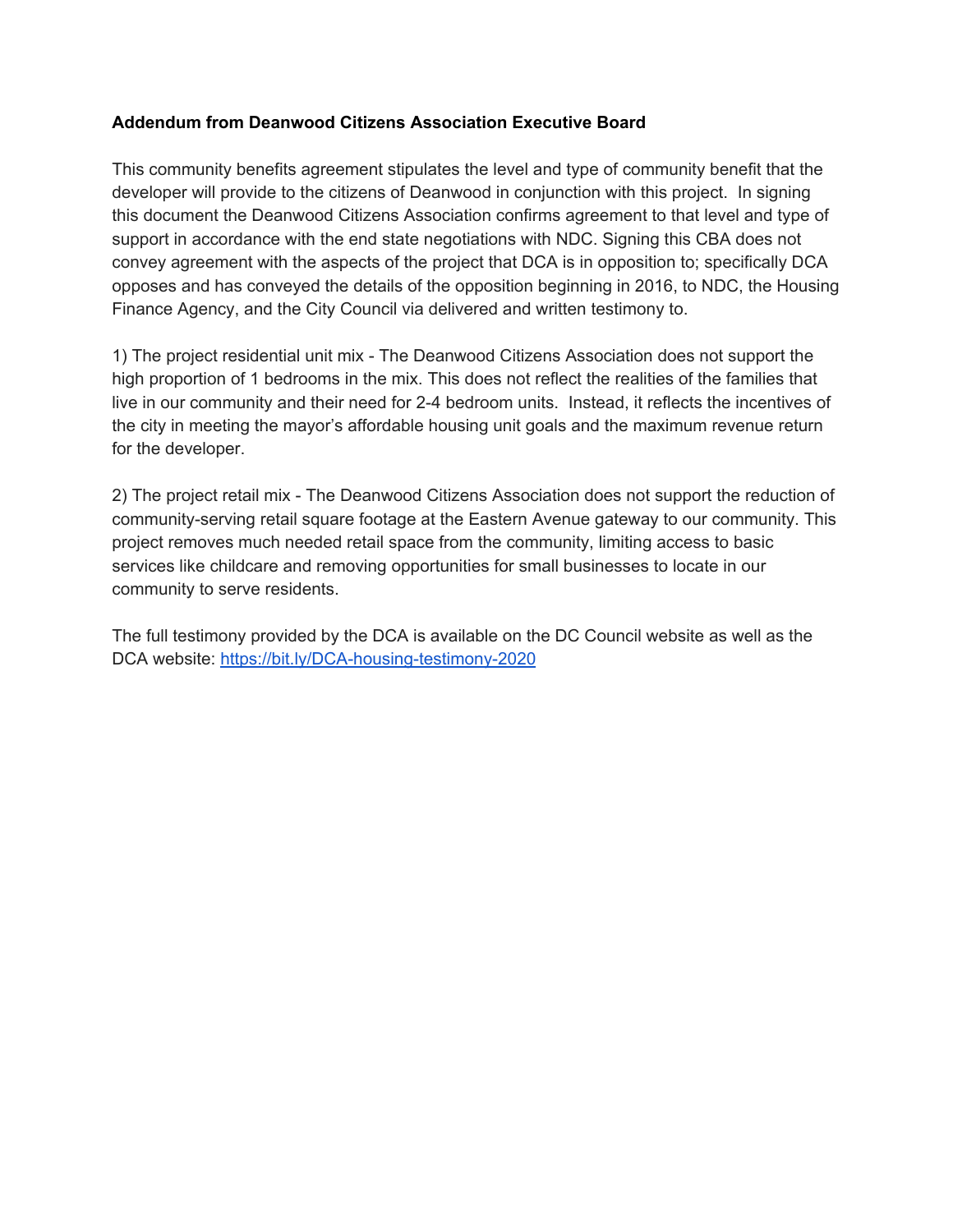**Addendum from Deanwood Citizens Association Executive Board**

This community benefits agreement stipulates the level and type of community benefit that the developer will provide to the citizens of Deanwood in conjunction with this project. In signing this document the Deanwood Citizens Association confirms agreement to that level and type of support in accordance with the end state negotiations with NDC. Signing this CBA does not convey agreement with the aspects of the project that DCA is in opposition to; specifically DCA opposes and has conveyed the details of the opposition beginning in 2016, to NDC, the Housing Finance Agency, and the City Council via delivered and written testimony to.

1) The project residential unit mix - The Deanwood Citizens Association does not support the high proportion of 1 bedrooms in the mix. This does not reflect the realities of the families that live in our community and their need for 2-4 bedroom units. Instead, it reflects the incentives of the city in meeting the mayor's affordable housing unit goals and the maximum revenue return for the developer.

2) The project retail mix - The Deanwood Citizens Association does not support the reduction of community-serving retail square footage at the Eastern Avenue gateway to our community. This project removes much needed retail space from the community, limiting access to basic services like childcare and removing opportunities for small businesses to locate in our community to serve residents.

The full testimony provided by the DCA is available on the DC Council website as well as the DCA website: https://bit.ly/DCA-housing-testimony-2020